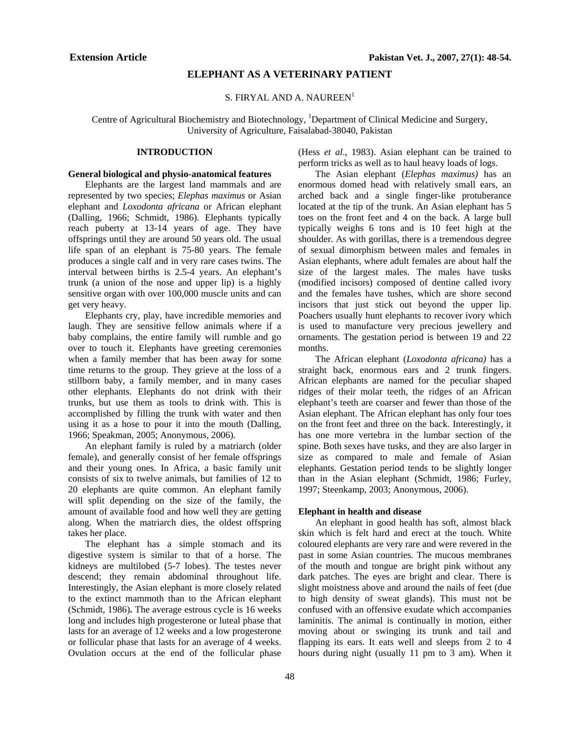**Extension Article**

# ELEPHANT AS A VETERINARY PATIENT

S. FIRYAL AND A. NAUREEN[1]

Centre of Agricultural Biochemistry and Biotechnology, [1]Department of Clinical Medicine and Surgery, University of Agriculture, Faisalabad-38040, Pakistan

## INTRODUCTION

### General biological and physio-anatomical features

Elephants are the largest land mammals and are represented by two species; *Elephas maximus* or Asian elephant and *Loxodonta africana* or African elephant (Dalling, 1966; Schmidt, 1986). Elephants typically reach puberty at 13-14 years of age. They have offsprings until they are around 50 years old. The usual life span of an elephant is 75-80 years. The female produces a single calf and in very rare cases twins. The interval between births is 2.5-4 years. An elephant's trunk (a union of the nose and upper lip) is a highly sensitive organ with over 100,000 muscle units and can get very heavy.

Elephants cry, play, have incredible memories and laugh. They are sensitive fellow animals where if a baby complains, the entire family will rumble and go over to touch it. Elephants have greeting ceremonies when a family member that has been away for some time returns to the group. They grieve at the loss of a stillborn baby, a family member, and in many cases other elephants. Elephants do not drink with their trunks, but use them as tools to drink with. This is accomplished by filling the trunk with water and then using it as a hose to pour it into the mouth (Dalling, 1966; Speakman, 2005; Anonymous, 2006).

An elephant family is ruled by a matriarch (older female), and generally consist of her female offsprings and their young ones. In Africa, a basic family unit consists of six to twelve animals, but families of 12 to 20 elephants are quite common. An elephant family will split depending on the size of the family, the amount of available food and how well they are getting along. When the matriarch dies, the oldest offspring takes her place.

The elephant has a simple stomach and its digestive system is similar to that of a horse. The kidneys are multilobed (5-7 lobes). The testes never descend; they remain abdominal throughout life. Interestingly, the Asian elephant is more closely related to the extinct mammoth than to the African elephant (Schmidt, 1986)**.** The average estrous cycle is 16 weeks long and includes high progesterone or luteal phase that lasts for an average of 12 weeks and a low progesterone or follicular phase that lasts for an average of 4 weeks. Ovulation occurs at the end of the follicular phase (Hess *et al*., 1983). Asian elephant can be trained to perform tricks as well as to haul heavy loads of logs.

The Asian elephant (*Elephas maximus)* has an enormous domed head with relatively small ears, an arched back and a single finger-like protuberance located at the tip of the trunk. An Asian elephant has 5 toes on the front feet and 4 on the back. A large bull typically weighs 6 tons and is 10 feet high at the shoulder. As with gorillas, there is a tremendous degree of sexual dimorphism between males and females in Asian elephants, where adult females are about half the size of the largest males. The males have tusks (modified incisors) composed of dentine called ivory and the females have tushes, which are shore second incisors that just stick out beyond the upper lip. Poachers usually hunt elephants to recover ivory which is used to manufacture very precious jewellery and ornaments. The gestation period is between 19 and 22 months.

The African elephant (*Loxodonta africana)* has a straight back, enormous ears and 2 trunk fingers. African elephants are named for the peculiar shaped ridges of their molar teeth, the ridges of an African elephant's teeth are coarser and fewer than those of the Asian elephant. The African elephant has only four toes on the front feet and three on the back. Interestingly, it has one more vertebra in the lumbar section of the spine. Both sexes have tusks, and they are also larger in size as compared to male and female of Asian elephants. Gestation period tends to be slightly longer than in the Asian elephant (Schmidt, 1986; Furley, 1997; Steenkamp, 2003; Anonymous, 2006).

### Elephant in health and disease

An elephant in good health has soft, almost black skin which is felt hard and erect at the touch. White coloured elephants are very rare and were revered in the past in some Asian countries. The mucous membranes of the mouth and tongue are bright pink without any dark patches. The eyes are bright and clear. There is slight moistness above and around the nails of feet (due to high density of sweat glands). This must not be confused with an offensive exudate which accompanies laminitis. The animal is continually in motion, either moving about or swinging its trunk and tail and flapping its ears. It eats well and sleeps from 2 to 4 hours during night (usually 11 pm to 3 am). When it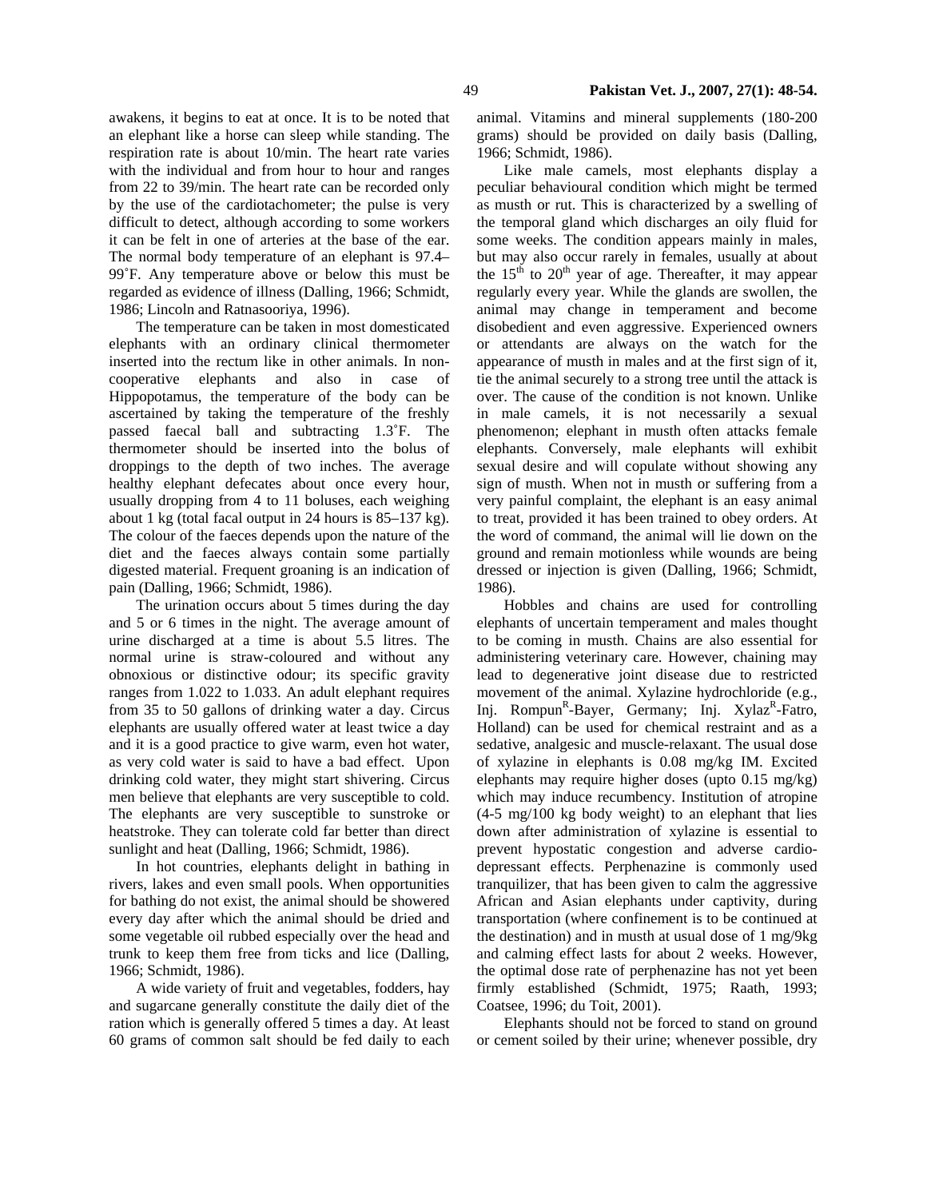awakens, it begins to eat at once. It is to be noted that an elephant like a horse can sleep while standing. The respiration rate is about 10/min. The heart rate varies with the individual and from hour to hour and ranges from 22 to 39/min. The heart rate can be recorded only by the use of the cardiotachometer; the pulse is very difficult to detect, although according to some workers it can be felt in one of arteries at the base of the ear. The normal body temperature of an elephant is 97.4–99˚F. Any temperature above or below this must be regarded as evidence of illness (Dalling, 1966; Schmidt, 1986; Lincoln and Ratnasooriya, 1996).

The temperature can be taken in most domesticated elephants with an ordinary clinical thermometer inserted into the rectum like in other animals. In non-cooperative elephants and also in case of Hippopotamus, the temperature of the body can be ascertained by taking the temperature of the freshly passed faecal ball and subtracting 1.3˚F. The thermometer should be inserted into the bolus of droppings to the depth of two inches. The average healthy elephant defecates about once every hour, usually dropping from 4 to 11 boluses, each weighing about 1 kg (total facal output in 24 hours is 85–137 kg). The colour of the faeces depends upon the nature of the diet and the faeces always contain some partially digested material. Frequent groaning is an indication of pain (Dalling, 1966; Schmidt, 1986).

The urination occurs about 5 times during the day and 5 or 6 times in the night. The average amount of urine discharged at a time is about 5.5 litres. The normal urine is straw-coloured and without any obnoxious or distinctive odour; its specific gravity ranges from 1.022 to 1.033. An adult elephant requires from 35 to 50 gallons of drinking water a day. Circus elephants are usually offered water at least twice a day and it is a good practice to give warm, even hot water, as very cold water is said to have a bad effect. Upon drinking cold water, they might start shivering. Circus men believe that elephants are very susceptible to cold. The elephants are very susceptible to sunstroke or heatstroke. They can tolerate cold far better than direct sunlight and heat (Dalling, 1966; Schmidt, 1986).

In hot countries, elephants delight in bathing in rivers, lakes and even small pools. When opportunities for bathing do not exist, the animal should be showered every day after which the animal should be dried and some vegetable oil rubbed especially over the head and trunk to keep them free from ticks and lice (Dalling, 1966; Schmidt, 1986).

A wide variety of fruit and vegetables, fodders, hay and sugarcane generally constitute the daily diet of the ration which is generally offered 5 times a day. At least 60 grams of common salt should be fed daily to each animal. Vitamins and mineral supplements (180-200 grams) should be provided on daily basis (Dalling, 1966; Schmidt, 1986).

Like male camels, most elephants display a peculiar behavioural condition which might be termed as musth or rut. This is characterized by a swelling of the temporal gland which discharges an oily fluid for some weeks. The condition appears mainly in males, but may also occur rarely in females, usually at about the 15th to 20th year of age. Thereafter, it may appear regularly every year. While the glands are swollen, the animal may change in temperament and become disobedient and even aggressive. Experienced owners or attendants are always on the watch for the appearance of musth in males and at the first sign of it, tie the animal securely to a strong tree until the attack is over. The cause of the condition is not known. Unlike in male camels, it is not necessarily a sexual phenomenon; elephant in musth often attacks female elephants. Conversely, male elephants will exhibit sexual desire and will copulate without showing any sign of musth. When not in musth or suffering from a very painful complaint, the elephant is an easy animal to treat, provided it has been trained to obey orders. At the word of command, the animal will lie down on the ground and remain motionless while wounds are being dressed or injection is given (Dalling, 1966; Schmidt, 1986).

Hobbles and chains are used for controlling elephants of uncertain temperament and males thought to be coming in musth. Chains are also essential for administering veterinary care. However, chaining may lead to degenerative joint disease due to restricted movement of the animal. Xylazine hydrochloride (e.g., Inj. Rompun^R-Bayer, Germany; Inj. Xylaz^R-Fatro, Holland) can be used for chemical restraint and as a sedative, analgesic and muscle-relaxant. The usual dose of xylazine in elephants is 0.08 mg/kg IM. Excited elephants may require higher doses (upto 0.15 mg/kg) which may induce recumbency. Institution of atropine (4-5 mg/100 kg body weight) to an elephant that lies down after administration of xylazine is essential to prevent hypostatic congestion and adverse cardio-depressant effects. Perphenazine is commonly used tranquilizer, that has been given to calm the aggressive African and Asian elephants under captivity, during transportation (where confinement is to be continued at the destination) and in musth at usual dose of 1 mg/9kg and calming effect lasts for about 2 weeks. However, the optimal dose rate of perphenazine has not yet been firmly established (Schmidt, 1975; Raath, 1993; Coatsee, 1996; du Toit, 2001).

Elephants should not be forced to stand on ground or cement soiled by their urine; whenever possible, dry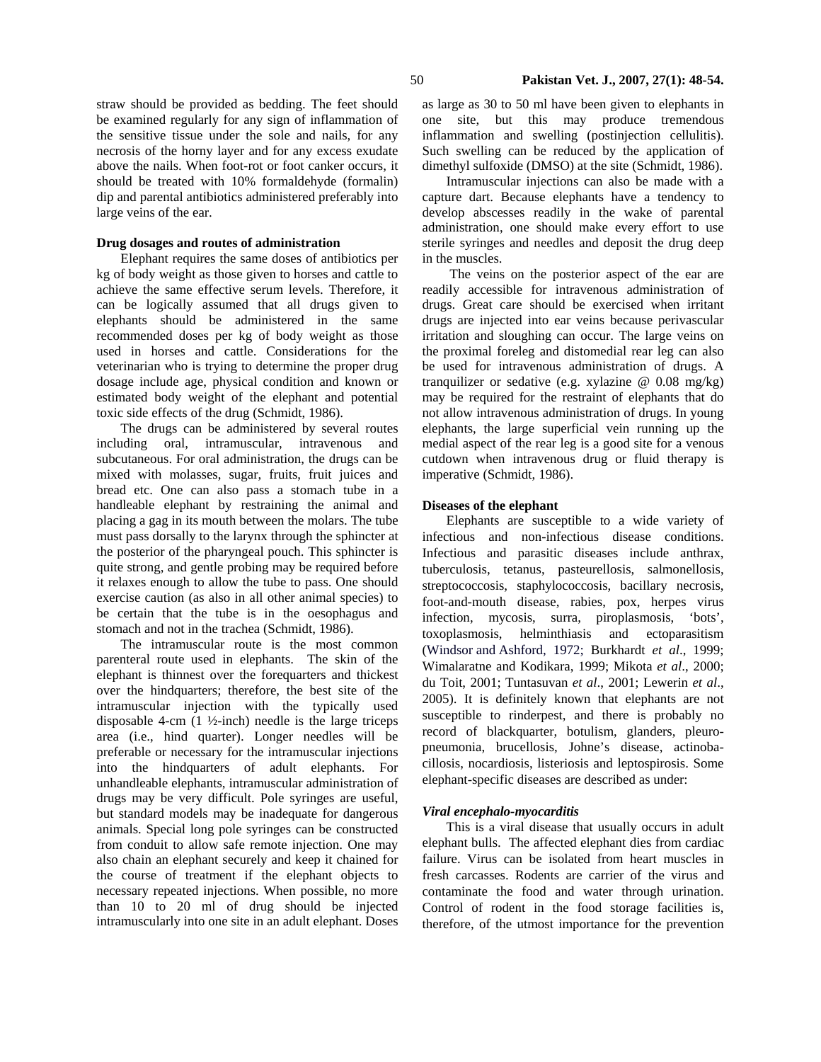straw should be provided as bedding. The feet should be examined regularly for any sign of inflammation of the sensitive tissue under the sole and nails, for any necrosis of the horny layer and for any excess exudate above the nails. When foot-rot or foot canker occurs, it should be treated with 10% formaldehyde (formalin) dip and parental antibiotics administered preferably into large veins of the ear.

### Drug dosages and routes of administration

Elephant requires the same doses of antibiotics per kg of body weight as those given to horses and cattle to achieve the same effective serum levels. Therefore, it can be logically assumed that all drugs given to elephants should be administered in the same recommended doses per kg of body weight as those used in horses and cattle. Considerations for the veterinarian who is trying to determine the proper drug dosage include age, physical condition and known or estimated body weight of the elephant and potential toxic side effects of the drug (Schmidt, 1986).

The drugs can be administered by several routes including oral, intramuscular, intravenous and subcutaneous. For oral administration, the drugs can be mixed with molasses, sugar, fruits, fruit juices and bread etc. One can also pass a stomach tube in a handleable elephant by restraining the animal and placing a gag in its mouth between the molars. The tube must pass dorsally to the larynx through the sphincter at the posterior of the pharyngeal pouch. This sphincter is quite strong, and gentle probing may be required before it relaxes enough to allow the tube to pass. One should exercise caution (as also in all other animal species) to be certain that the tube is in the oesophagus and stomach and not in the trachea (Schmidt, 1986).

The intramuscular route is the most common parenteral route used in elephants. The skin of the elephant is thinnest over the forequarters and thickest over the hindquarters; therefore, the best site of the intramuscular injection with the typically used disposable 4-cm (1 ½-inch) needle is the large triceps area (i.e., hind quarter). Longer needles will be preferable or necessary for the intramuscular injections into the hindquarters of adult elephants. For unhandleable elephants, intramuscular administration of drugs may be very difficult. Pole syringes are useful, but standard models may be inadequate for dangerous animals. Special long pole syringes can be constructed from conduit to allow safe remote injection. One may also chain an elephant securely and keep it chained for the course of treatment if the elephant objects to necessary repeated injections. When possible, no more than 10 to 20 ml of drug should be injected intramuscularly into one site in an adult elephant. Doses as large as 30 to 50 ml have been given to elephants in one site, but this may produce tremendous inflammation and swelling (postinjection cellulitis). Such swelling can be reduced by the application of dimethyl sulfoxide (DMSO) at the site (Schmidt, 1986).

Intramuscular injections can also be made with a capture dart. Because elephants have a tendency to develop abscesses readily in the wake of parental administration, one should make every effort to use sterile syringes and needles and deposit the drug deep in the muscles.

The veins on the posterior aspect of the ear are readily accessible for intravenous administration of drugs. Great care should be exercised when irritant drugs are injected into ear veins because perivascular irritation and sloughing can occur. The large veins on the proximal foreleg and distomedial rear leg can also be used for intravenous administration of drugs. A tranquilizer or sedative (e.g. xylazine @ 0.08 mg/kg) may be required for the restraint of elephants that do not allow intravenous administration of drugs. In young elephants, the large superficial vein running up the medial aspect of the rear leg is a good site for a venous cutdown when intravenous drug or fluid therapy is imperative (Schmidt, 1986).

### Diseases of the elephant

Elephants are susceptible to a wide variety of infectious and non-infectious disease conditions. Infectious and parasitic diseases include anthrax, tuberculosis, tetanus, pasteurellosis, salmonellosis, streptococcosis, staphylococcosis, bacillary necrosis, foot-and-mouth disease, rabies, pox, herpes virus infection, mycosis, surra, piroplasmosis, 'bots', toxoplasmosis, helminthiasis and ectoparasitism (Windsor and Ashford, 1972; Burkhardt *et al*., 1999; Wimalaratne and Kodikara, 1999; Mikota *et al*., 2000; du Toit, 2001; Tuntasuvan *et al*., 2001; Lewerin *et al*., 2005). It is definitely known that elephants are not susceptible to rinderpest, and there is probably no record of blackquarter, botulism, glanders, pleuro-pneumonia, brucellosis, Johne's disease, actinobacillosis, nocardiosis, listeriosis and leptospirosis. Some elephant-specific diseases are described as under:

#### *Viral encephalo-myocarditis*

This is a viral disease that usually occurs in adult elephant bulls. The affected elephant dies from cardiac failure. Virus can be isolated from heart muscles in fresh carcasses. Rodents are carrier of the virus and contaminate the food and water through urination. Control of rodent in the food storage facilities is, therefore, of the utmost importance for the prevention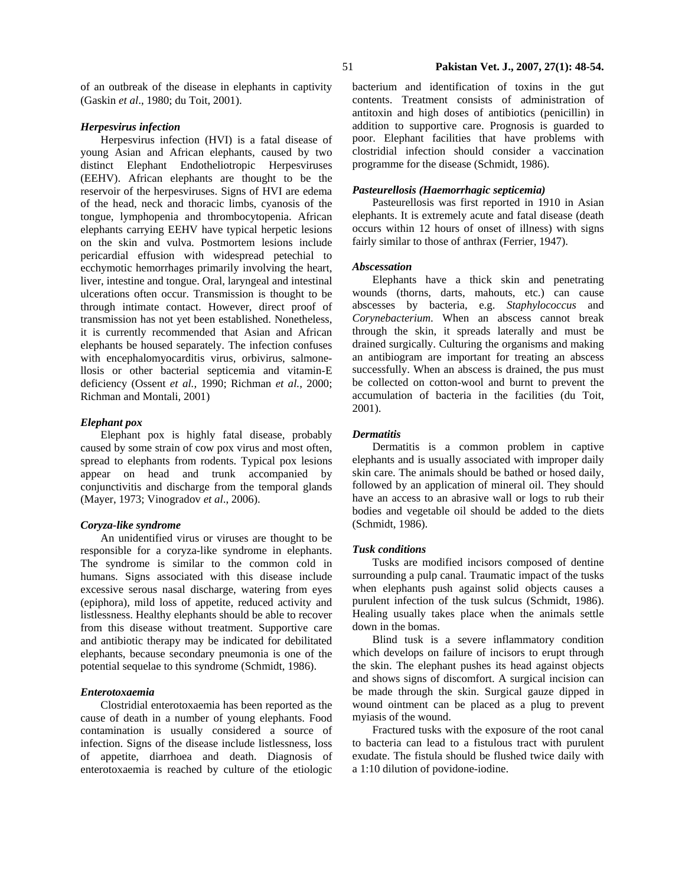of an outbreak of the disease in elephants in captivity (Gaskin *et al*., 1980; du Toit, 2001).

### *Herpesvirus infection*

Herpesvirus infection (HVI) is a fatal disease of young Asian and African elephants, caused by two distinct Elephant Endotheliotropic Herpesviruses (EEHV). African elephants are thought to be the reservoir of the herpesviruses. Signs of HVI are edema of the head, neck and thoracic limbs, cyanosis of the tongue, lymphopenia and thrombocytopenia. African elephants carrying EEHV have typical herpetic lesions on the skin and vulva. Postmortem lesions include pericardial effusion with widespread petechial to ecchymotic hemorrhages primarily involving the heart, liver, intestine and tongue. Oral, laryngeal and intestinal ulcerations often occur. Transmission is thought to be through intimate contact. However, direct proof of transmission has not yet been established. Nonetheless, it is currently recommended that Asian and African elephants be housed separately. The infection confuses with encephalomyocarditis virus, orbivirus, salmonellosis or other bacterial septicemia and vitamin-E deficiency (Ossent *et al.,* 1990; Richman *et al.,* 2000; Richman and Montali, 2001)

### *Elephant pox*

Elephant pox is highly fatal disease, probably caused by some strain of cow pox virus and most often, spread to elephants from rodents. Typical pox lesions appear on head and trunk accompanied by conjunctivitis and discharge from the temporal glands (Mayer, 1973; Vinogradov *et al*., 2006).

### *Coryza-like syndrome*

An unidentified virus or viruses are thought to be responsible for a coryza-like syndrome in elephants. The syndrome is similar to the common cold in humans. Signs associated with this disease include excessive serous nasal discharge, watering from eyes (epiphora), mild loss of appetite, reduced activity and listlessness. Healthy elephants should be able to recover from this disease without treatment. Supportive care and antibiotic therapy may be indicated for debilitated elephants, because secondary pneumonia is one of the potential sequelae to this syndrome (Schmidt, 1986).

### *Enterotoxaemia*

Clostridial enterotoxaemia has been reported as the cause of death in a number of young elephants. Food contamination is usually considered a source of infection. Signs of the disease include listlessness, loss of appetite, diarrhoea and death. Diagnosis of enterotoxaemia is reached by culture of the etiologic bacterium and identification of toxins in the gut contents. Treatment consists of administration of antitoxin and high doses of antibiotics (penicillin) in addition to supportive care. Prognosis is guarded to poor. Elephant facilities that have problems with clostridial infection should consider a vaccination programme for the disease (Schmidt, 1986).

### *Pasteurellosis (Haemorrhagic septicemia)*

Pasteurellosis was first reported in 1910 in Asian elephants. It is extremely acute and fatal disease (death occurs within 12 hours of onset of illness) with signs fairly similar to those of anthrax (Ferrier, 1947).

### *Abscessation*

Elephants have a thick skin and penetrating wounds (thorns, darts, mahouts, etc.) can cause abscesses by bacteria, e.g. *Staphylococcus* and *Corynebacterium*. When an abscess cannot break through the skin, it spreads laterally and must be drained surgically. Culturing the organisms and making an antibiogram are important for treating an abscess successfully. When an abscess is drained, the pus must be collected on cotton-wool and burnt to prevent the accumulation of bacteria in the facilities (du Toit, 2001).

### *Dermatitis*

Dermatitis is a common problem in captive elephants and is usually associated with improper daily skin care. The animals should be bathed or hosed daily, followed by an application of mineral oil. They should have an access to an abrasive wall or logs to rub their bodies and vegetable oil should be added to the diets (Schmidt, 1986).

### *Tusk conditions*

Tusks are modified incisors composed of dentine surrounding a pulp canal. Traumatic impact of the tusks when elephants push against solid objects causes a purulent infection of the tusk sulcus (Schmidt, 1986). Healing usually takes place when the animals settle down in the bomas.

Blind tusk is a severe inflammatory condition which develops on failure of incisors to erupt through the skin. The elephant pushes its head against objects and shows signs of discomfort. A surgical incision can be made through the skin. Surgical gauze dipped in wound ointment can be placed as a plug to prevent myiasis of the wound.

Fractured tusks with the exposure of the root canal to bacteria can lead to a fistulous tract with purulent exudate. The fistula should be flushed twice daily with a 1:10 dilution of povidone-iodine.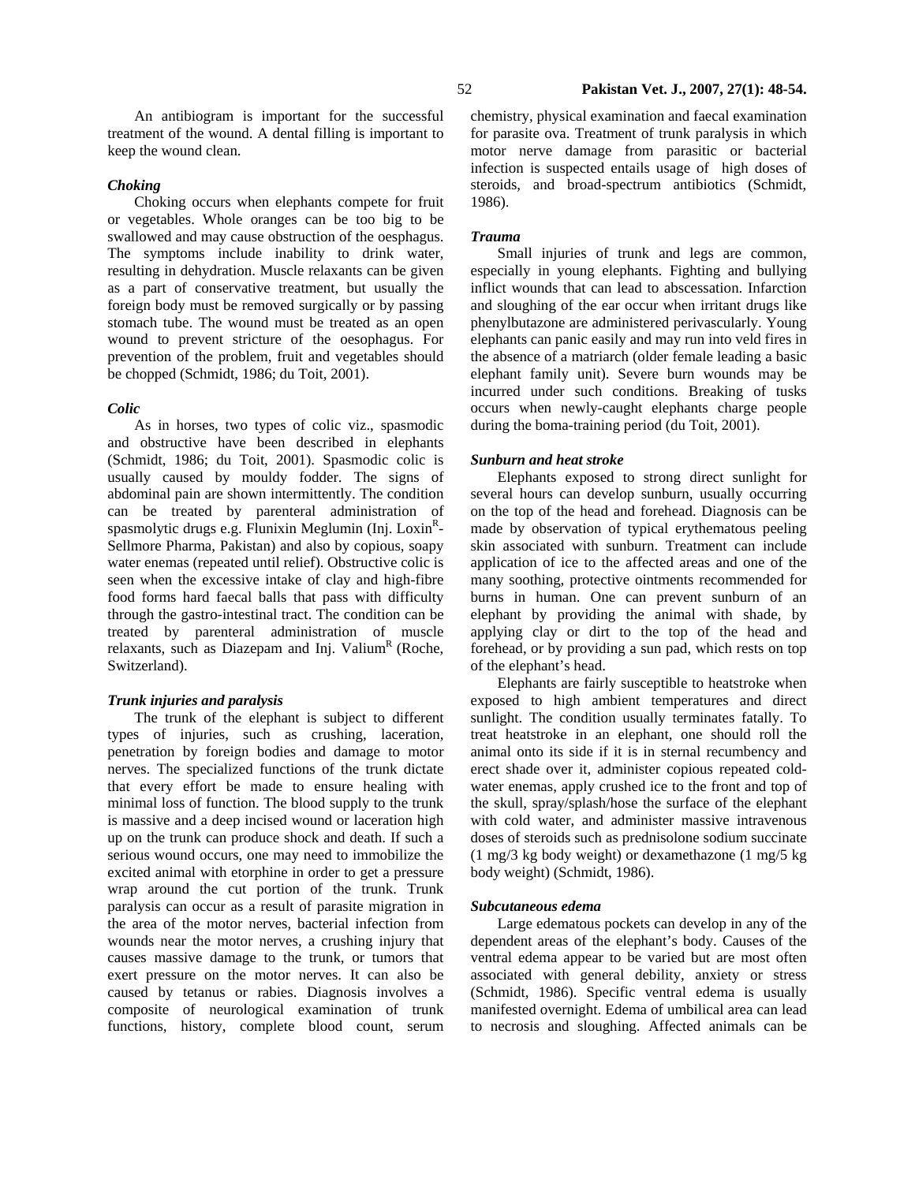An antibiogram is important for the successful treatment of the wound. A dental filling is important to keep the wound clean.

### *Choking*

Choking occurs when elephants compete for fruit or vegetables. Whole oranges can be too big to be swallowed and may cause obstruction of the oesphagus. The symptoms include inability to drink water, resulting in dehydration. Muscle relaxants can be given as a part of conservative treatment, but usually the foreign body must be removed surgically or by passing stomach tube. The wound must be treated as an open wound to prevent stricture of the oesophagus. For prevention of the problem, fruit and vegetables should be chopped (Schmidt, 1986; du Toit, 2001).

### *Colic*

As in horses, two types of colic viz., spasmodic and obstructive have been described in elephants (Schmidt, 1986; du Toit, 2001). Spasmodic colic is usually caused by mouldy fodder. The signs of abdominal pain are shown intermittently. The condition can be treated by parenteral administration of spasmolytic drugs e.g. Flunixin Meglumin (Inj. Loxin[R]-Sellmore Pharma, Pakistan) and also by copious, soapy water enemas (repeated until relief). Obstructive colic is seen when the excessive intake of clay and high-fibre food forms hard faecal balls that pass with difficulty through the gastro-intestinal tract. The condition can be treated by parenteral administration of muscle relaxants, such as Diazepam and Inj. Valium[R] (Roche, Switzerland).

### *Trunk injuries and paralysis*

The trunk of the elephant is subject to different types of injuries, such as crushing, laceration, penetration by foreign bodies and damage to motor nerves. The specialized functions of the trunk dictate that every effort be made to ensure healing with minimal loss of function. The blood supply to the trunk is massive and a deep incised wound or laceration high up on the trunk can produce shock and death. If such a serious wound occurs, one may need to immobilize the excited animal with etorphine in order to get a pressure wrap around the cut portion of the trunk. Trunk paralysis can occur as a result of parasite migration in the area of the motor nerves, bacterial infection from wounds near the motor nerves, a crushing injury that causes massive damage to the trunk, or tumors that exert pressure on the motor nerves. It can also be caused by tetanus or rabies. Diagnosis involves a composite of neurological examination of trunk functions, history, complete blood count, serum chemistry, physical examination and faecal examination for parasite ova. Treatment of trunk paralysis in which motor nerve damage from parasitic or bacterial infection is suspected entails usage of high doses of steroids, and broad-spectrum antibiotics (Schmidt, 1986).

### *Trauma*

Small injuries of trunk and legs are common, especially in young elephants. Fighting and bullying inflict wounds that can lead to abscessation. Infarction and sloughing of the ear occur when irritant drugs like phenylbutazone are administered perivascularly. Young elephants can panic easily and may run into veld fires in the absence of a matriarch (older female leading a basic elephant family unit). Severe burn wounds may be incurred under such conditions. Breaking of tusks occurs when newly-caught elephants charge people during the boma-training period (du Toit, 2001).

### *Sunburn and heat stroke*

Elephants exposed to strong direct sunlight for several hours can develop sunburn, usually occurring on the top of the head and forehead. Diagnosis can be made by observation of typical erythematous peeling skin associated with sunburn. Treatment can include application of ice to the affected areas and one of the many soothing, protective ointments recommended for burns in human. One can prevent sunburn of an elephant by providing the animal with shade, by applying clay or dirt to the top of the head and forehead, or by providing a sun pad, which rests on top of the elephant's head.

Elephants are fairly susceptible to heatstroke when exposed to high ambient temperatures and direct sunlight. The condition usually terminates fatally. To treat heatstroke in an elephant, one should roll the animal onto its side if it is in sternal recumbency and erect shade over it, administer copious repeated cold-water enemas, apply crushed ice to the front and top of the skull, spray/splash/hose the surface of the elephant with cold water, and administer massive intravenous doses of steroids such as prednisolone sodium succinate (1 mg/3 kg body weight) or dexamethazone (1 mg/5 kg body weight) (Schmidt, 1986).

### *Subcutaneous edema*

Large edematous pockets can develop in any of the dependent areas of the elephant's body. Causes of the ventral edema appear to be varied but are most often associated with general debility, anxiety or stress (Schmidt, 1986). Specific ventral edema is usually manifested overnight. Edema of umbilical area can lead to necrosis and sloughing. Affected animals can be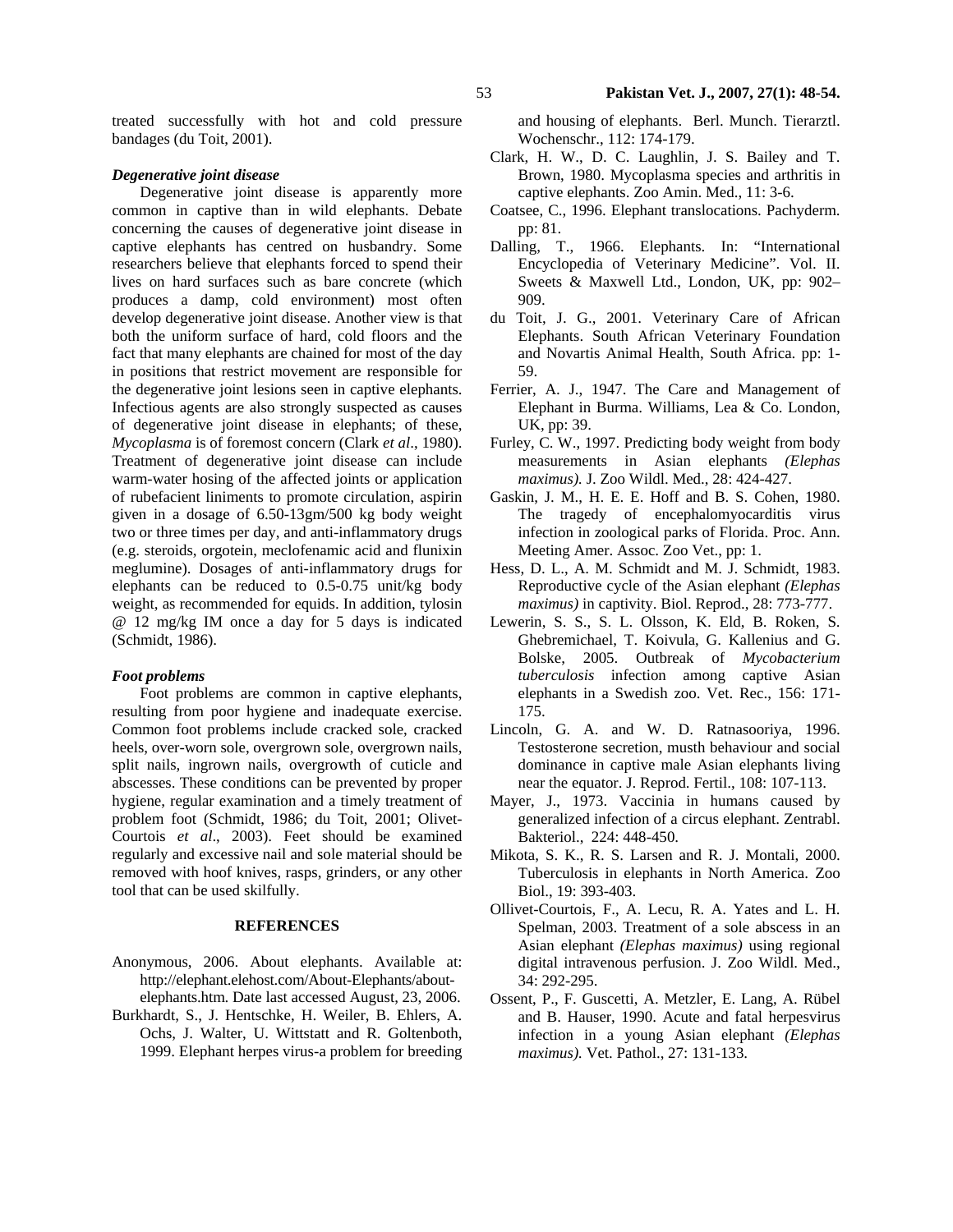treated successfully with hot and cold pressure bandages (du Toit, 2001).

### *Degenerative joint disease*

Degenerative joint disease is apparently more common in captive than in wild elephants. Debate concerning the causes of degenerative joint disease in captive elephants has centred on husbandry. Some researchers believe that elephants forced to spend their lives on hard surfaces such as bare concrete (which produces a damp, cold environment) most often develop degenerative joint disease. Another view is that both the uniform surface of hard, cold floors and the fact that many elephants are chained for most of the day in positions that restrict movement are responsible for the degenerative joint lesions seen in captive elephants. Infectious agents are also strongly suspected as causes of degenerative joint disease in elephants; of these, *Mycoplasma* is of foremost concern (Clark *et al*., 1980). Treatment of degenerative joint disease can include warm-water hosing of the affected joints or application of rubefacient liniments to promote circulation, aspirin given in a dosage of 6.50-13gm/500 kg body weight two or three times per day, and anti-inflammatory drugs (e.g. steroids, orgotein, meclofenamic acid and flunixin meglumine). Dosages of anti-inflammatory drugs for elephants can be reduced to 0.5-0.75 unit/kg body weight, as recommended for equids. In addition, tylosin @ 12 mg/kg IM once a day for 5 days is indicated (Schmidt, 1986).

### *Foot problems*

Foot problems are common in captive elephants, resulting from poor hygiene and inadequate exercise. Common foot problems include cracked sole, cracked heels, over-worn sole, overgrown sole, overgrown nails, split nails, ingrown nails, overgrowth of cuticle and abscesses. These conditions can be prevented by proper hygiene, regular examination and a timely treatment of problem foot (Schmidt, 1986; du Toit, 2001; Olivet-Courtois *et al*., 2003). Feet should be examined regularly and excessive nail and sole material should be removed with hoof knives, rasps, grinders, or any other tool that can be used skilfully.

## REFERENCES

Anonymous, 2006. About elephants. Available at: http://elephant.elehost.com/About-Elephants/about-elephants.htm. Date last accessed August, 23, 2006.

Burkhardt, S., J. Hentschke, H. Weiler, B. Ehlers, A. Ochs, J. Walter, U. Wittstatt and R. Goltenboth, 1999. Elephant herpes virus-a problem for breeding and housing of elephants. Berl. Munch. Tierarztl. Wochenschr., 112: 174-179.

Clark, H. W., D. C. Laughlin, J. S. Bailey and T. Brown, 1980. Mycoplasma species and arthritis in captive elephants. Zoo Amin. Med., 11: 3-6.

Coatsee, C., 1996. Elephant translocations. Pachyderm. pp: 81.

Dalling, T., 1966. Elephants. In: "International Encyclopedia of Veterinary Medicine". Vol. II. Sweets & Maxwell Ltd., London, UK, pp: 902–909.

du Toit, J. G., 2001. Veterinary Care of African Elephants. South African Veterinary Foundation and Novartis Animal Health, South Africa. pp: 1-59.

Ferrier, A. J., 1947. The Care and Management of Elephant in Burma. Williams, Lea & Co. London, UK, pp: 39.

Furley, C. W., 1997. Predicting body weight from body measurements in Asian elephants *(Elephas maximus).* J. Zoo Wildl. Med., 28: 424-427.

Gaskin, J. M., H. E. E. Hoff and B. S. Cohen, 1980. The tragedy of encephalomyocarditis virus infection in zoological parks of Florida. Proc. Ann. Meeting Amer. Assoc. Zoo Vet., pp: 1.

Hess, D. L., A. M. Schmidt and M. J. Schmidt, 1983. Reproductive cycle of the Asian elephant *(Elephas maximus)* in captivity. Biol. Reprod., 28: 773-777.

Lewerin, S. S., S. L. Olsson, K. Eld, B. Roken, S. Ghebremichael, T. Koivula, G. Kallenius and G. Bolske, 2005. Outbreak of *Mycobacterium tuberculosis* infection among captive Asian elephants in a Swedish zoo. Vet. Rec., 156: 171-175.

Lincoln, G. A. and W. D. Ratnasooriya, 1996. Testosterone secretion, musth behaviour and social dominance in captive male Asian elephants living near the equator. J. Reprod. Fertil., 108: 107-113.

Mayer, J., 1973. Vaccinia in humans caused by generalized infection of a circus elephant. Zentrabl. Bakteriol., 224: 448-450.

Mikota, S. K., R. S. Larsen and R. J. Montali, 2000. Tuberculosis in elephants in North America. Zoo Biol., 19: 393-403.

Ollivet-Courtois, F., A. Lecu, R. A. Yates and L. H. Spelman, 2003. Treatment of a sole abscess in an Asian elephant *(Elephas maximus)* using regional digital intravenous perfusion. J. Zoo Wildl. Med., 34: 292-295.

Ossent, P., F. Guscetti, A. Metzler, E. Lang, A. Rübel and B. Hauser, 1990. Acute and fatal herpesvirus infection in a young Asian elephant *(Elephas maximus).* Vet. Pathol., 27: 131-133.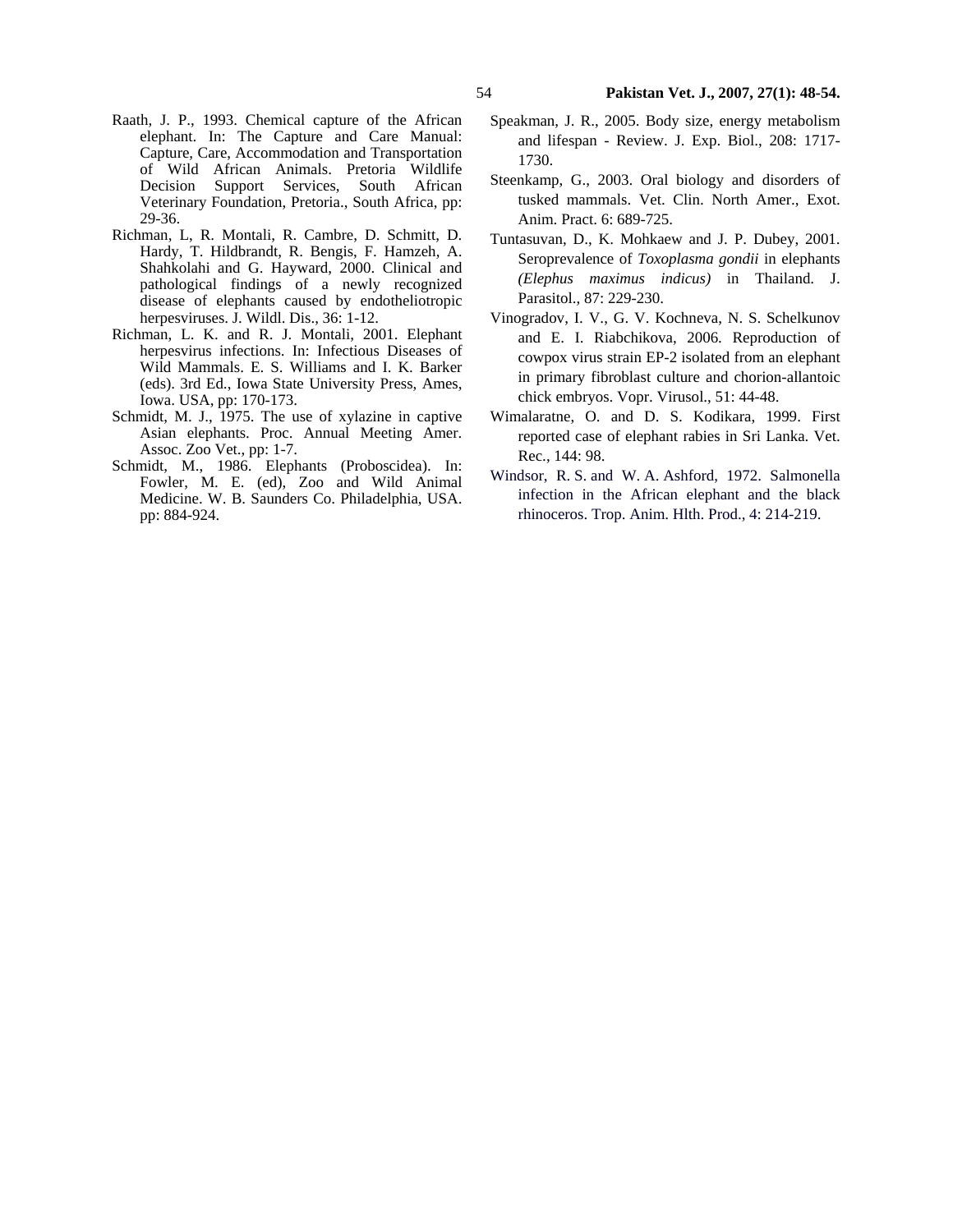Raath, J. P., 1993. Chemical capture of the African elephant. In: The Capture and Care Manual: Capture, Care, Accommodation and Transportation of Wild African Animals. Pretoria Wildlife Decision Support Services, South African Veterinary Foundation, Pretoria., South Africa, pp: 29-36.

Richman, L, R. Montali, R. Cambre, D. Schmitt, D. Hardy, T. Hildbrandt, R. Bengis, F. Hamzeh, A. Shahkolahi and G. Hayward, 2000. Clinical and pathological findings of a newly recognized disease of elephants caused by endotheliotropic herpesviruses. J. Wildl. Dis., 36: 1-12.

Richman, L. K. and R. J. Montali, 2001. Elephant herpesvirus infections. In: Infectious Diseases of Wild Mammals. E. S. Williams and I. K. Barker (eds). 3rd Ed., Iowa State University Press, Ames, Iowa. USA, pp: 170-173.

Schmidt, M. J., 1975. The use of xylazine in captive Asian elephants. Proc. Annual Meeting Amer. Assoc. Zoo Vet., pp: 1-7.

Schmidt, M., 1986. Elephants (Proboscidea). In: Fowler, M. E. (ed), Zoo and Wild Animal Medicine. W. B. Saunders Co. Philadelphia, USA. pp: 884-924.

Speakman, J. R., 2005. Body size, energy metabolism and lifespan - Review. J. Exp. Biol., 208: 1717-1730.

Steenkamp, G., 2003. Oral biology and disorders of tusked mammals. Vet. Clin. North Amer., Exot. Anim. Pract. 6: 689-725.

Tuntasuvan, D., K. Mohkaew and J. P. Dubey, 2001. Seroprevalence of *Toxoplasma gondii* in elephants *(Elephus maximus indicus)* in Thailand. J. Parasitol., 87: 229-230.

Vinogradov, I. V., G. V. Kochneva, N. S. Schelkunov and E. I. Riabchikova, 2006. Reproduction of cowpox virus strain EP-2 isolated from an elephant in primary fibroblast culture and chorion-allantoic chick embryos. Vopr. Virusol., 51: 44-48.

Wimalaratne, O. and D. S. Kodikara, 1999. First reported case of elephant rabies in Sri Lanka. Vet. Rec., 144: 98.

Windsor, R. S. and W. A. Ashford, 1972. Salmonella infection in the African elephant and the black rhinoceros. Trop. Anim. Hlth. Prod., 4: 214-219.